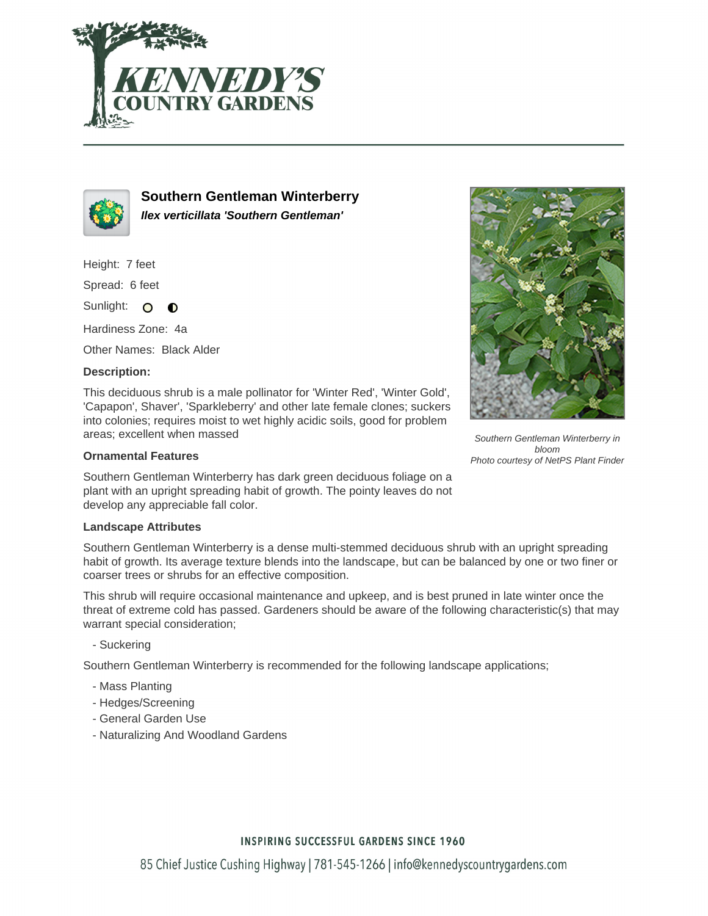# Southern Gentleman Winterberry

***Ilex verticillata 'Southern Gentleman'***

Height: 7 feet

Spread: 6 feet

Sunlight:

Hardiness Zone: 4a

Other Names: Black Alder

### Description:

This deciduous shrub is a male pollinator for 'Winter Red', 'Winter Gold', 'Capapon', Shaver', 'Sparkleberry' and other late female clones; suckers into colonies; requires moist to wet highly acidic soils, good for problem areas; excellent when massed

*Southern Gentleman Winterberry in bloom*
*Photo courtesy of NetPS Plant Finder*

### Ornamental Features

Southern Gentleman Winterberry has dark green deciduous foliage on a plant with an upright spreading habit of growth. The pointy leaves do not develop any appreciable fall color.

### Landscape Attributes

Southern Gentleman Winterberry is a dense multi-stemmed deciduous shrub with an upright spreading habit of growth. Its average texture blends into the landscape, but can be balanced by one or two finer or coarser trees or shrubs for an effective composition.

This shrub will require occasional maintenance and upkeep, and is best pruned in late winter once the threat of extreme cold has passed. Gardeners should be aware of the following characteristic(s) that may warrant special consideration;

- Suckering

Southern Gentleman Winterberry is recommended for the following landscape applications;

- Mass Planting
- Hedges/Screening
- General Garden Use
- Naturalizing And Woodland Gardens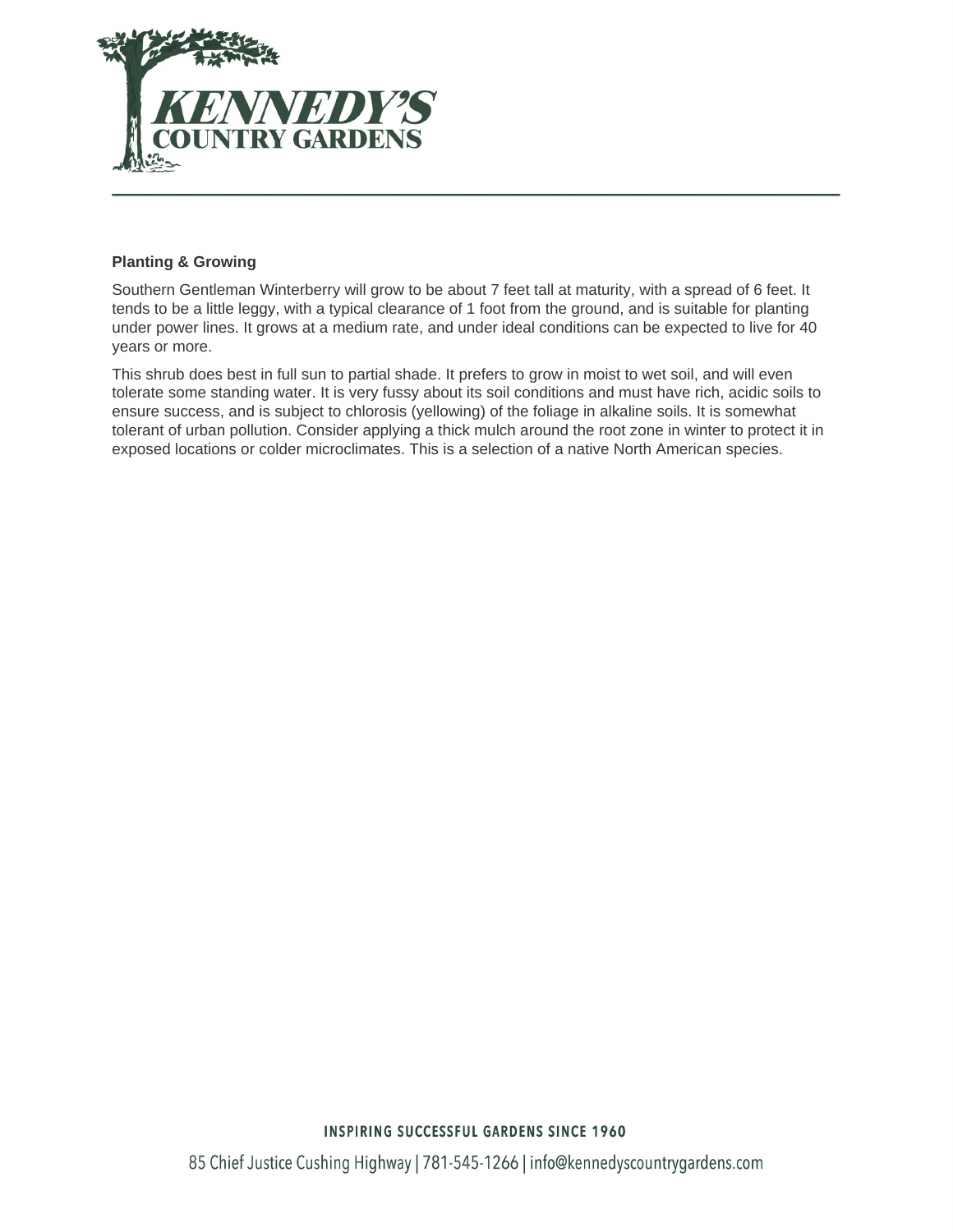## Planting & Growing

Southern Gentleman Winterberry will grow to be about 7 feet tall at maturity, with a spread of 6 feet. It tends to be a little leggy, with a typical clearance of 1 foot from the ground, and is suitable for planting under power lines. It grows at a medium rate, and under ideal conditions can be expected to live for 40 years or more.

This shrub does best in full sun to partial shade. It prefers to grow in moist to wet soil, and will even tolerate some standing water. It is very fussy about its soil conditions and must have rich, acidic soils to ensure success, and is subject to chlorosis (yellowing) of the foliage in alkaline soils. It is somewhat tolerant of urban pollution. Consider applying a thick mulch around the root zone in winter to protect it in exposed locations or colder microclimates. This is a selection of a native North American species.